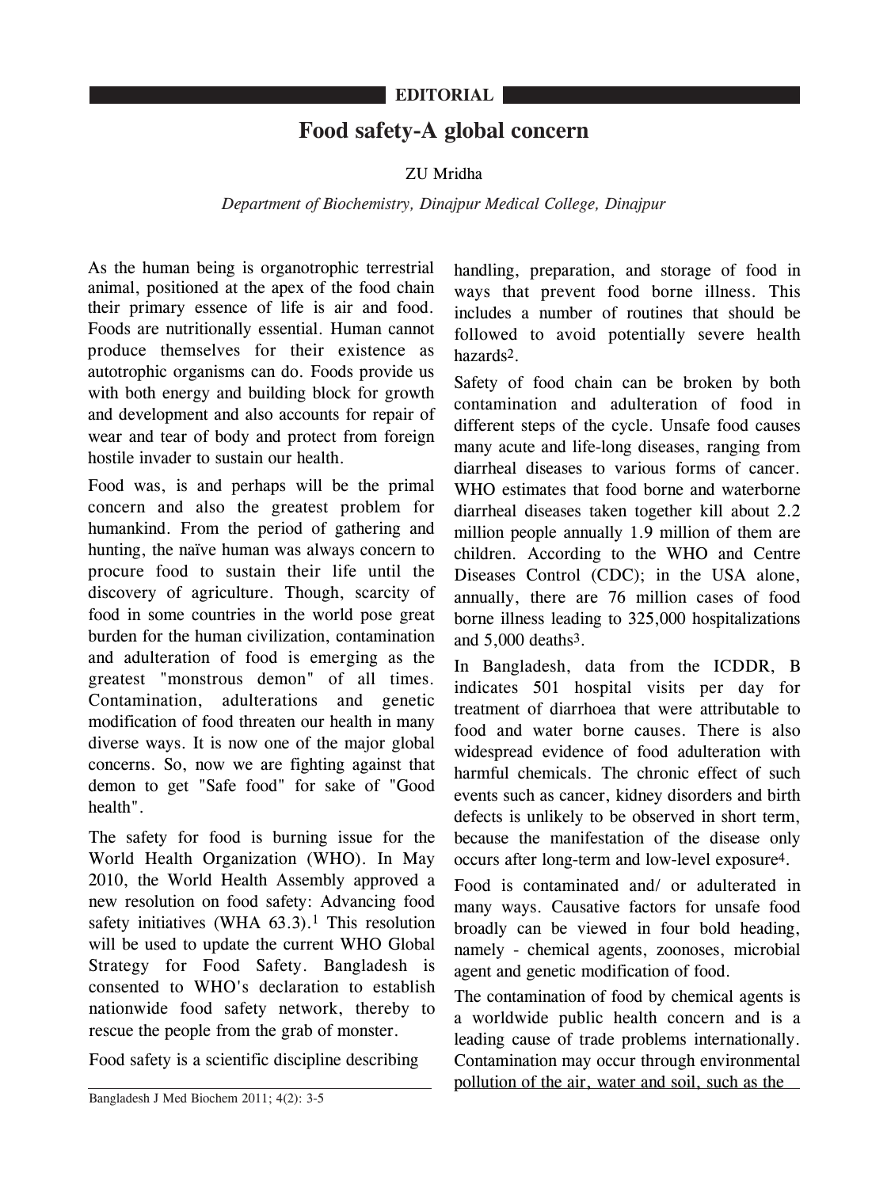EDITORIAL

# Food safety-A global concern

ZU Mridha

*Department of Biochemistry, Dinajpur Medical College, Dinajpur*

As the human being is organotrophic terrestrial animal, positioned at the apex of the food chain their primary essence of life is air and food. Foods are nutritionally essential. Human cannot produce themselves for their existence as autotrophic organisms can do. Foods provide us with both energy and building block for growth and development and also accounts for repair of wear and tear of body and protect from foreign hostile invader to sustain our health.

Food was, is and perhaps will be the primal concern and also the greatest problem for humankind. From the period of gathering and hunting, the naïve human was always concern to procure food to sustain their life until the discovery of agriculture. Though, scarcity of food in some countries in the world pose great burden for the human civilization, contamination and adulteration of food is emerging as the greatest "monstrous demon" of all times. Contamination, adulterations and genetic modification of food threaten our health in many diverse ways. It is now one of the major global concerns. So, now we are fighting against that demon to get "Safe food" for sake of "Good health".

The safety for food is burning issue for the World Health Organization (WHO). In May 2010, the World Health Assembly approved a new resolution on food safety: Advancing food safety initiatives (WHA 63.3).[1] This resolution will be used to update the current WHO Global Strategy for Food Safety. Bangladesh is consented to WHO's declaration to establish nationwide food safety network, thereby to rescue the people from the grab of monster.

Food safety is a scientific discipline describing handling, preparation, and storage of food in ways that prevent food borne illness. This includes a number of routines that should be followed to avoid potentially severe health hazards[2].

Safety of food chain can be broken by both contamination and adulteration of food in different steps of the cycle. Unsafe food causes many acute and life-long diseases, ranging from diarrheal diseases to various forms of cancer. WHO estimates that food borne and waterborne diarrheal diseases taken together kill about 2.2 million people annually 1.9 million of them are children. According to the WHO and Centre Diseases Control (CDC); in the USA alone, annually, there are 76 million cases of food borne illness leading to 325,000 hospitalizations and 5,000 deaths[3].

In Bangladesh, data from the ICDDR, B indicates 501 hospital visits per day for treatment of diarrhoea that were attributable to food and water borne causes. There is also widespread evidence of food adulteration with harmful chemicals. The chronic effect of such events such as cancer, kidney disorders and birth defects is unlikely to be observed in short term, because the manifestation of the disease only occurs after long-term and low-level exposure[4].

Food is contaminated and/ or adulterated in many ways. Causative factors for unsafe food broadly can be viewed in four bold heading, namely - chemical agents, zoonoses, microbial agent and genetic modification of food.

The contamination of food by chemical agents is a worldwide public health concern and is a leading cause of trade problems internationally. Contamination may occur through environmental pollution of the air, water and soil, such as the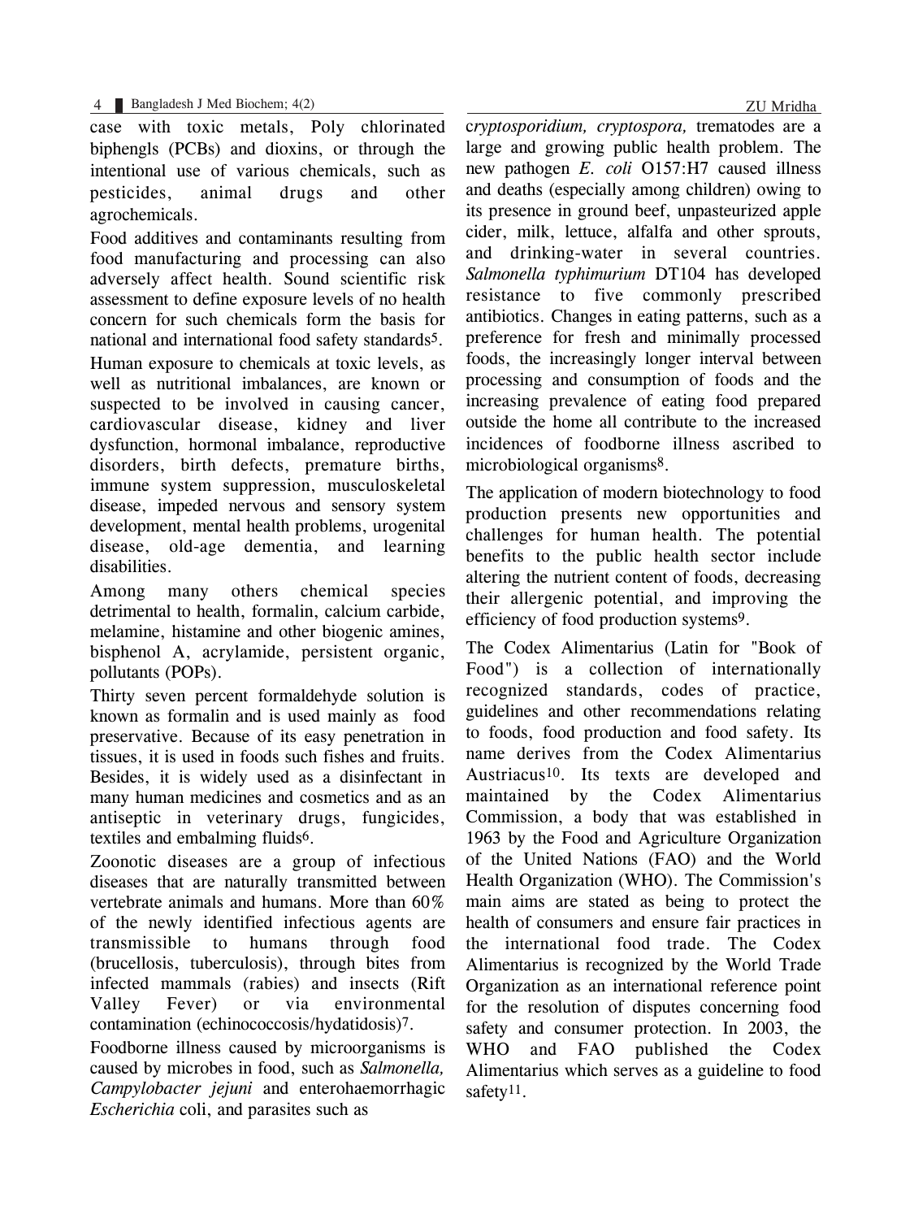case with toxic metals, Poly chlorinated biphengls (PCBs) and dioxins, or through the intentional use of various chemicals, such as pesticides, animal drugs and other agrochemicals.

Food additives and contaminants resulting from food manufacturing and processing can also adversely affect health. Sound scientific risk assessment to define exposure levels of no health concern for such chemicals form the basis for national and international food safety standards[5].

Human exposure to chemicals at toxic levels, as well as nutritional imbalances, are known or suspected to be involved in causing cancer, cardiovascular disease, kidney and liver dysfunction, hormonal imbalance, reproductive disorders, birth defects, premature births, immune system suppression, musculoskeletal disease, impeded nervous and sensory system development, mental health problems, urogenital disease, old-age dementia, and learning disabilities.

Among many others chemical species detrimental to health, formalin, calcium carbide, melamine, histamine and other biogenic amines, bisphenol A, acrylamide, persistent organic, pollutants (POPs).

Thirty seven percent formaldehyde solution is known as formalin and is used mainly as food preservative. Because of its easy penetration in tissues, it is used in foods such fishes and fruits. Besides, it is widely used as a disinfectant in many human medicines and cosmetics and as an antiseptic in veterinary drugs, fungicides, textiles and embalming fluids[6].

Zoonotic diseases are a group of infectious diseases that are naturally transmitted between vertebrate animals and humans. More than 60% of the newly identified infectious agents are transmissible to humans through food (brucellosis, tuberculosis), through bites from infected mammals (rabies) and insects (Rift Valley Fever) or via environmental contamination (echinococcosis/hydatidosis)[7].

Foodborne illness caused by microorganisms is caused by microbes in food, such as *Salmonella, Campylobacter jejuni* and enterohaemorrhagic *Escherichia* coli, and parasites such as *cryptosporidium, cryptospora,* trematodes are a large and growing public health problem. The new pathogen *E. coli* O157:H7 caused illness and deaths (especially among children) owing to its presence in ground beef, unpasteurized apple cider, milk, lettuce, alfalfa and other sprouts, and drinking-water in several countries. *Salmonella typhimurium* DT104 has developed resistance to five commonly prescribed antibiotics. Changes in eating patterns, such as a preference for fresh and minimally processed foods, the increasingly longer interval between processing and consumption of foods and the increasing prevalence of eating food prepared outside the home all contribute to the increased incidences of foodborne illness ascribed to microbiological organisms[8].

The application of modern biotechnology to food production presents new opportunities and challenges for human health. The potential benefits to the public health sector include altering the nutrient content of foods, decreasing their allergenic potential, and improving the efficiency of food production systems[9].

The Codex Alimentarius (Latin for "Book of Food") is a collection of internationally recognized standards, codes of practice, guidelines and other recommendations relating to foods, food production and food safety. Its name derives from the Codex Alimentarius Austriacus[10]. Its texts are developed and maintained by the Codex Alimentarius Commission, a body that was established in 1963 by the Food and Agriculture Organization of the United Nations (FAO) and the World Health Organization (WHO). The Commission's main aims are stated as being to protect the health of consumers and ensure fair practices in the international food trade. The Codex Alimentarius is recognized by the World Trade Organization as an international reference point for the resolution of disputes concerning food safety and consumer protection. In 2003, the WHO and FAO published the Codex Alimentarius which serves as a guideline to food safety[11].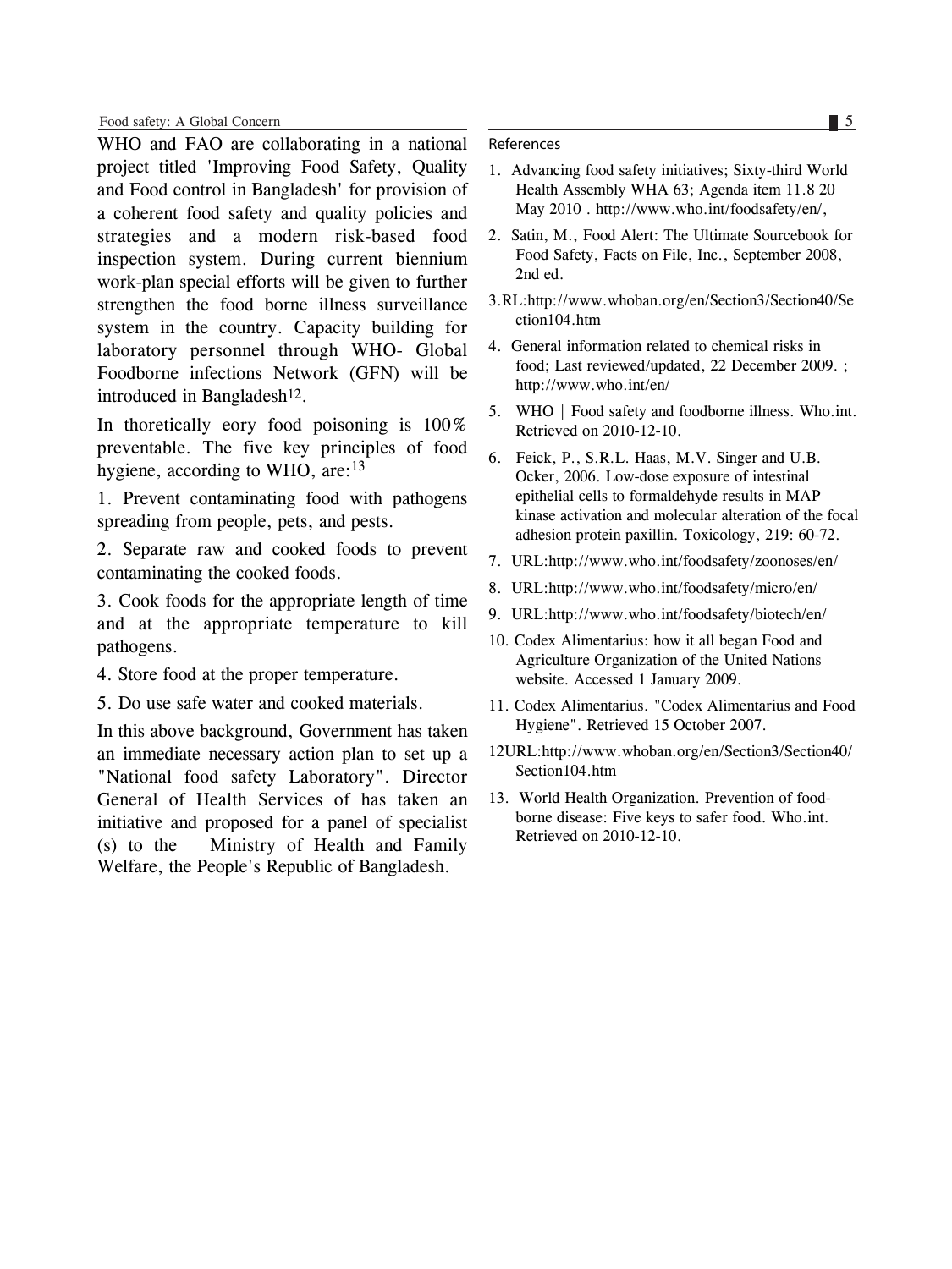WHO and FAO are collaborating in a national project titled 'Improving Food Safety, Quality and Food control in Bangladesh' for provision of a coherent food safety and quality policies and strategies and a modern risk-based food inspection system. During current biennium work-plan special efforts will be given to further strengthen the food borne illness surveillance system in the country. Capacity building for laboratory personnel through WHO- Global Foodborne infections Network (GFN) will be introduced in Bangladesh[12].

In thoretically eory food poisoning is 100% preventable. The five key principles of food hygiene, according to WHO, are:[13]

1. Prevent contaminating food with pathogens spreading from people, pets, and pests.

2. Separate raw and cooked foods to prevent contaminating the cooked foods.

3. Cook foods for the appropriate length of time and at the appropriate temperature to kill pathogens.

4. Store food at the proper temperature.

5. Do use safe water and cooked materials.

In this above background, Government has taken an immediate necessary action plan to set up a "National food safety Laboratory". Director General of Health Services of has taken an initiative and proposed for a panel of specialist (s) to the Ministry of Health and Family Welfare, the People's Republic of Bangladesh.

## References

1. Advancing food safety initiatives; Sixty-third World Health Assembly WHA 63; Agenda item 11.8 20 May 2010 . http://www.who.int/foodsafety/en/,
2. Satin, M., Food Alert: The Ultimate Sourcebook for Food Safety, Facts on File, Inc., September 2008, 2nd ed.
3. RL:http://www.whoban.org/en/Section3/Section40/Section104.htm
4. General information related to chemical risks in food; Last reviewed/updated, 22 December 2009. ; http://www.who.int/en/
5. WHO | Food safety and foodborne illness. Who.int. Retrieved on 2010-12-10.
6. Feick, P., S.R.L. Haas, M.V. Singer and U.B. Ocker, 2006. Low-dose exposure of intestinal epithelial cells to formaldehyde results in MAP kinase activation and molecular alteration of the focal adhesion protein paxillin. Toxicology, 219: 60-72.
7. URL:http://www.who.int/foodsafety/zoonoses/en/
8. URL:http://www.who.int/foodsafety/micro/en/
9. URL:http://www.who.int/foodsafety/biotech/en/
10. Codex Alimentarius: how it all began Food and Agriculture Organization of the United Nations website. Accessed 1 January 2009.
11. Codex Alimentarius. "Codex Alimentarius and Food Hygiene". Retrieved 15 October 2007.
12. URL:http://www.whoban.org/en/Section3/Section40/Section104.htm
13. World Health Organization. Prevention of food-borne disease: Five keys to safer food. Who.int. Retrieved on 2010-12-10.